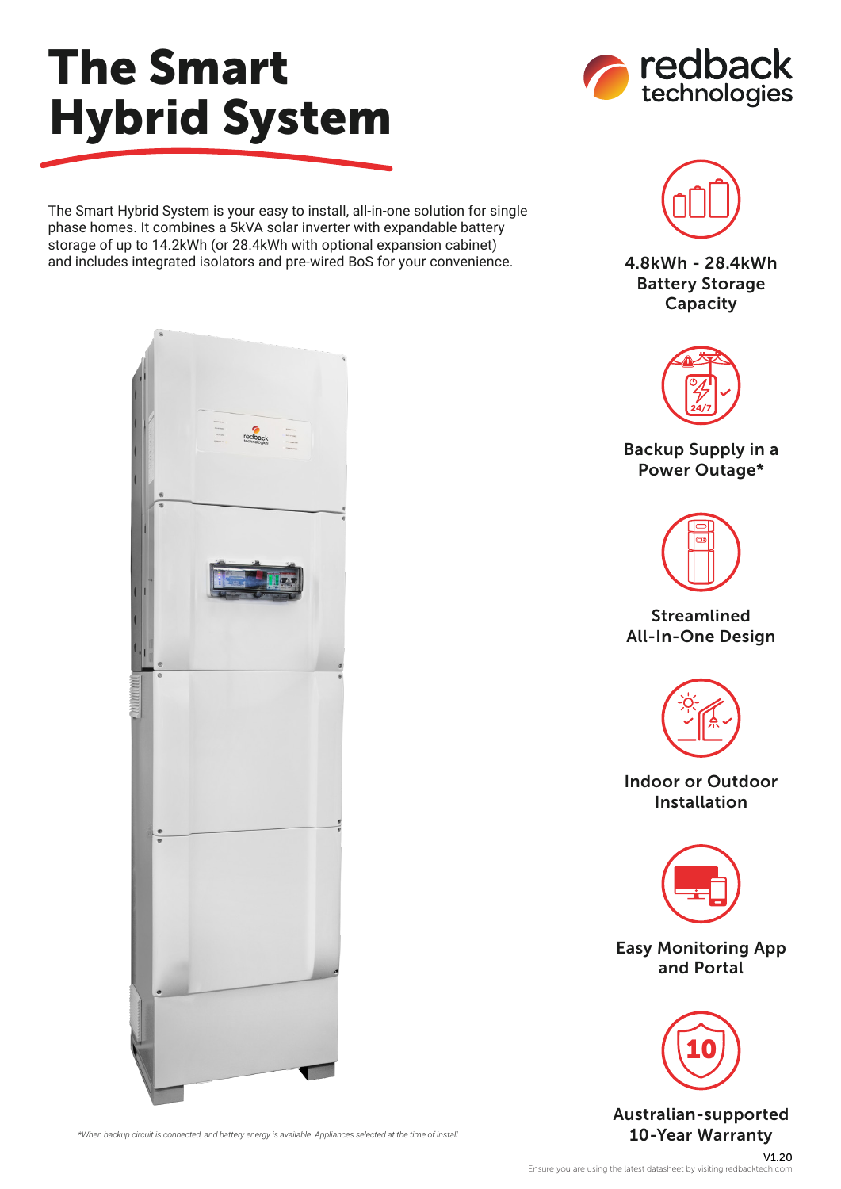# The Smart Hybrid System

redback technologies

The Smart Hybrid System is your easy to install, all-in-one solution for single phase homes. It combines a 5kVA solar inverter with expandable battery storage of up to 14.2kWh (or 28.4kWh with optional expansion cabinet) and includes integrated isolators and pre-wired BoS for your convenience.

**4.8kWh - 28.4kWh Battery Storage Capacity**

**Backup Supply in a Power Outage***

**Streamlined All-In-One Design**

**Indoor or Outdoor Installation**

**Easy Monitoring App and Portal**

**Australian-supported 10-Year Warranty**

*\*When backup circuit is connected, and battery energy is available. Appliances selected at the time of install.*

V1.20

Ensure you are using the latest datasheet by visiting redbacktech.com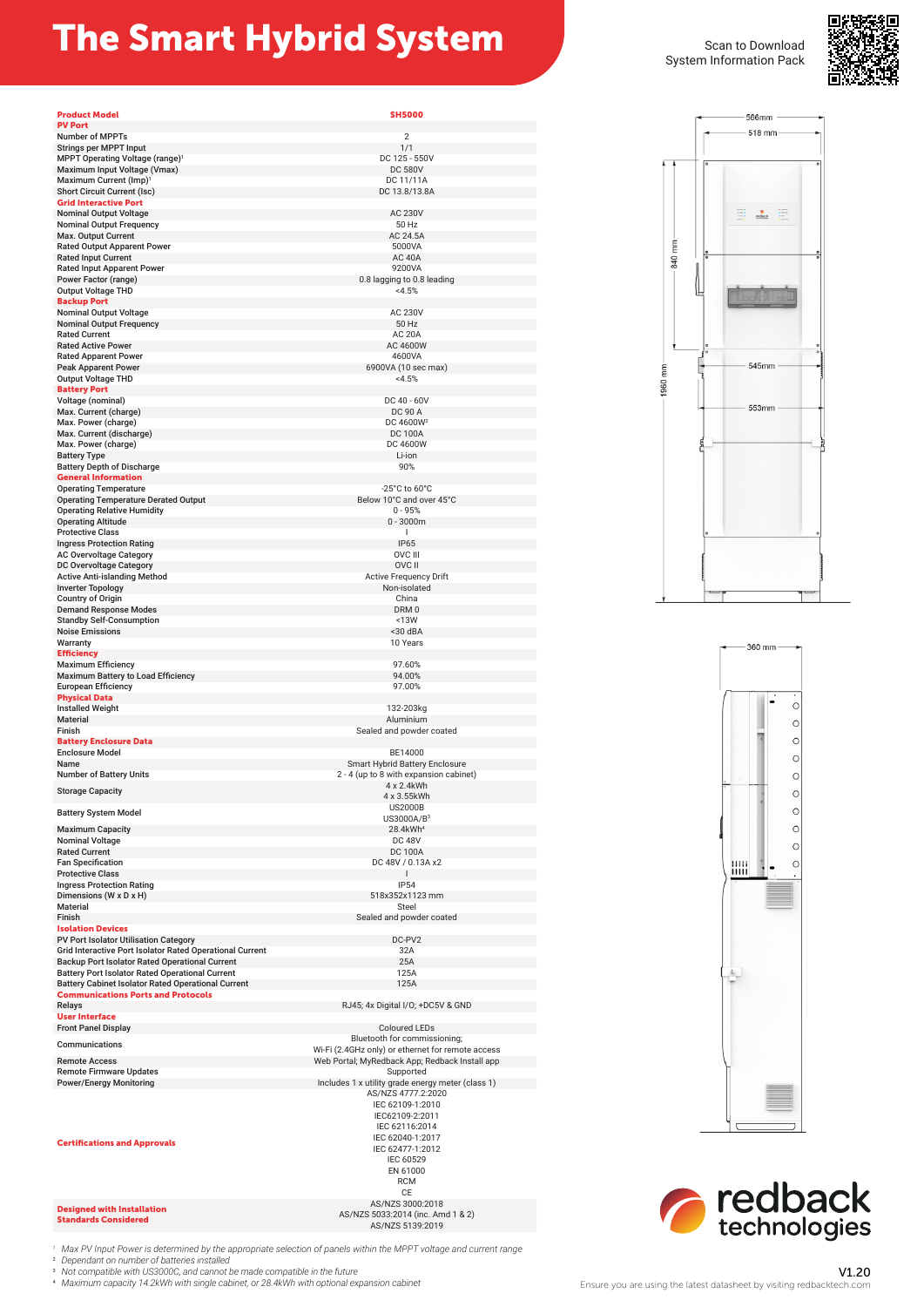# The Smart Hybrid System

Scan to Download
System Information Pack

| Product Model | SH5000 |
|---|---|
| **PV Port** | |
| Number of MPPTs | 2 |
| Strings per MPPT Input | 1/1 |
| MPPT Operating Voltage (range)[1] | DC 125 - 550V |
| Maximum Input Voltage (Vmax) | DC 580V |
| Maximum Current (Imp)[1] | DC 11/11A |
| Short Circuit Current (Isc) | DC 13.8/13.8A |
| **Grid Interactive Port** | |
| Nominal Output Voltage | AC 230V |
| Nominal Output Frequency | 50 Hz |
| Max. Output Current | AC 24.5A |
| Rated Output Apparent Power | 5000VA |
| Rated Input Current | AC 40A |
| Rated Input Apparent Power | 9200VA |
| Power Factor (range) | 0.8 lagging to 0.8 leading |
| Output Voltage THD | <4.5% |
| **Backup Port** | |
| Nominal Output Voltage | AC 230V |
| Nominal Output Frequency | 50 Hz |
| Rated Current | AC 20A |
| Rated Active Power | AC 4600W |
| Rated Apparent Power | 4600VA |
| Peak Apparent Power | 6900VA (10 sec max) |
| Output Voltage THD | <4.5% |
| **Battery Port** | |
| Voltage (nominal) | DC 40 - 60V |
| Max. Current (charge) | DC 90 A |
| Max. Power (charge) | DC 4600W[2] |
| Max. Current (discharge) | DC 100A |
| Max. Power (charge) | DC 4600W |
| Battery Type | Li-ion |
| Battery Depth of Discharge | 90% |
| **General Information** | |
| Operating Temperature | -25°C to 60°C |
| Operating Temperature Derated Output | Below 10°C and over 45°C |
| Operating Relative Humidity | 0 - 95% |
| Operating Altitude | 0 - 3000m |
| Protective Class | I |
| Ingress Protection Rating | IP65 |
| AC Overvoltage Category | OVC III |
| DC Overvoltage Category | OVC II |
| Active Anti-islanding Method | Active Frequency Drift |
| Inverter Topology | Non-isolated |
| Country of Origin | China |
| Demand Response Modes | DRM 0 |
| Standby Self-Consumption | <13W |
| Noise Emissions | <30 dBA |
| Warranty | 10 Years |
| **Efficiency** | |
| Maximum Efficiency | 97.60% |
| Maximum Battery to Load Efficiency | 94.00% |
| European Efficiency | 97.00% |
| **Physical Data** | |
| Installed Weight | 132-203kg |
| Material | Aluminium |
| Finish | Sealed and powder coated |
| **Battery Enclosure Data** | |
| Enclosure Model | BE14000 |
| Name | Smart Hybrid Battery Enclosure |
| Number of Battery Units | 2 - 4 (up to 8 with expansion cabinet) |
| Storage Capacity | 4 x 2.4kWh<br>4 x 3.55kWh |
| Battery System Model | US2000B<br>US3000A/B[3] |
| Maximum Capacity | 28.4kWh[4] |
| Nominal Voltage | DC 48V |
| Rated Current | DC 100A |
| Fan Specification | DC 48V / 0.13A x2 |
| Protective Class | I |
| Ingress Protection Rating | IP54 |
| Dimensions (W x D x H) | 518x352x1123 mm |
| Material | Steel |
| Finish | Sealed and powder coated |
| **Isolation Devices** | |
| PV Port Isolator Utilisation Category | DC-PV2 |
| Grid Interactive Port Isolator Rated Operational Current | 32A |
| Backup Port Isolator Rated Operational Current | 25A |
| Battery Port Isolator Rated Operational Current | 125A |
| Battery Cabinet Isolator Rated Operational Current | 125A |
| **Communications Ports and Protocols** | |
| Relays | RJ45; 4x Digital I/O; +DC5V & GND |
| **User Interface** | |
| Front Panel Display | Coloured LEDs |
| Communications | Bluetooth for commissioning;<br>Wi-Fi (2.4GHz only) or ethernet for remote access |
| Remote Access | Web Portal; MyRedback App; Redback Install app |
| Remote Firmware Updates | Supported |
| Power/Energy Monitoring | Includes 1 x utility grade energy meter (class 1) |
| **Certifications and Approvals** | AS/NZS 4777.2:2020<br>IEC 62109-1:2010<br>IEC62109-2:2011<br>IEC 62116:2014<br>IEC 62040-1:2017<br>IEC 62477-1:2012<br>IEC 60529<br>EN 61000<br>RCM<br>CE |
| **Designed with Installation Standards Considered** | AS/NZS 3000:2018<br>AS/NZS 5033:2014 (inc. Amd 1 & 2)<br>AS/NZS 5139:2019 |

566mm
518 mm
840 mm
1960 mm
545mm
553mm
360 mm

[1] *Max PV Input Power is determined by the appropriate selection of panels within the MPPT voltage and current range*
[2] *Dependant on number of batteries installed*
[3] *Not compatible with US3000C, and cannot be made compatible in the future*
[4] *Maximum capacity 14.2kWh with single cabinet, or 28.4kWh with optional expansion cabinet*

redback technologies

V1.20
Ensure you are using the latest datasheet by visiting redbacktech.com